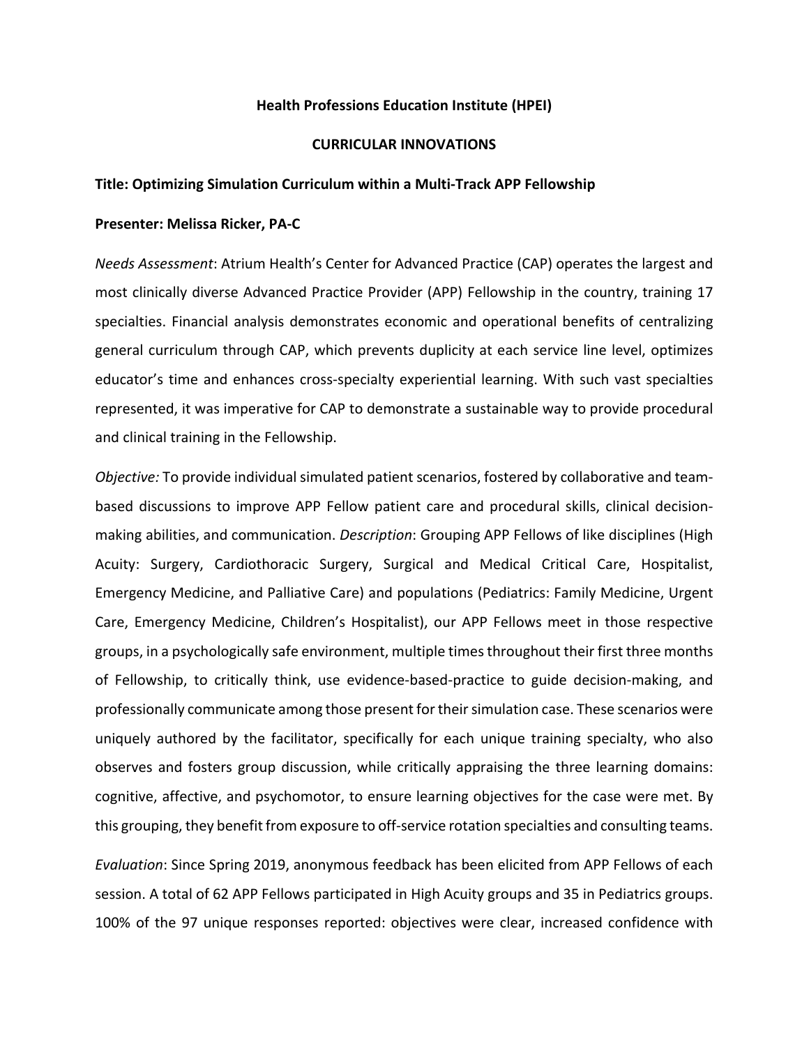**Health Professions Education Institute (HPEI)**

**CURRICULAR INNOVATIONS**

**Title: Optimizing Simulation Curriculum within a Multi-Track APP Fellowship**

**Presenter: Melissa Ricker, PA-C**

*Needs Assessment*: Atrium Health's Center for Advanced Practice (CAP) operates the largest and most clinically diverse Advanced Practice Provider (APP) Fellowship in the country, training 17 specialties. Financial analysis demonstrates economic and operational benefits of centralizing general curriculum through CAP, which prevents duplicity at each service line level, optimizes educator's time and enhances cross-specialty experiential learning. With such vast specialties represented, it was imperative for CAP to demonstrate a sustainable way to provide procedural and clinical training in the Fellowship.

*Objective:* To provide individual simulated patient scenarios, fostered by collaborative and team-based discussions to improve APP Fellow patient care and procedural skills, clinical decision-making abilities, and communication. *Description*: Grouping APP Fellows of like disciplines (High Acuity: Surgery, Cardiothoracic Surgery, Surgical and Medical Critical Care, Hospitalist, Emergency Medicine, and Palliative Care) and populations (Pediatrics: Family Medicine, Urgent Care, Emergency Medicine, Children's Hospitalist), our APP Fellows meet in those respective groups, in a psychologically safe environment, multiple times throughout their first three months of Fellowship, to critically think, use evidence-based-practice to guide decision-making, and professionally communicate among those present for their simulation case. These scenarios were uniquely authored by the facilitator, specifically for each unique training specialty, who also observes and fosters group discussion, while critically appraising the three learning domains: cognitive, affective, and psychomotor, to ensure learning objectives for the case were met. By this grouping, they benefit from exposure to off-service rotation specialties and consulting teams.

*Evaluation*: Since Spring 2019, anonymous feedback has been elicited from APP Fellows of each session. A total of 62 APP Fellows participated in High Acuity groups and 35 in Pediatrics groups. 100% of the 97 unique responses reported: objectives were clear, increased confidence with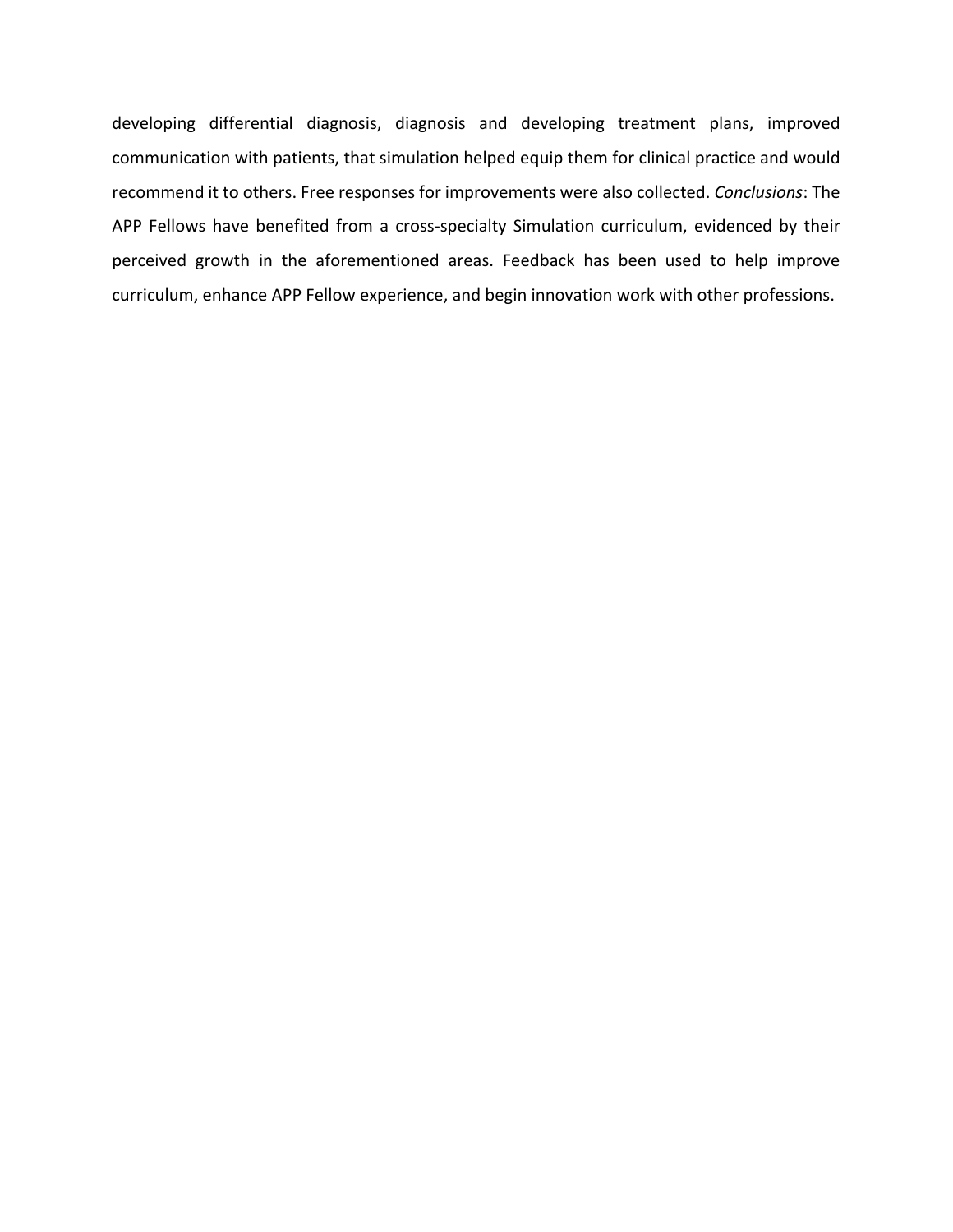developing differential diagnosis, diagnosis and developing treatment plans, improved communication with patients, that simulation helped equip them for clinical practice and would recommend it to others. Free responses for improvements were also collected. *Conclusions*: The APP Fellows have benefited from a cross-specialty Simulation curriculum, evidenced by their perceived growth in the aforementioned areas. Feedback has been used to help improve curriculum, enhance APP Fellow experience, and begin innovation work with other professions.